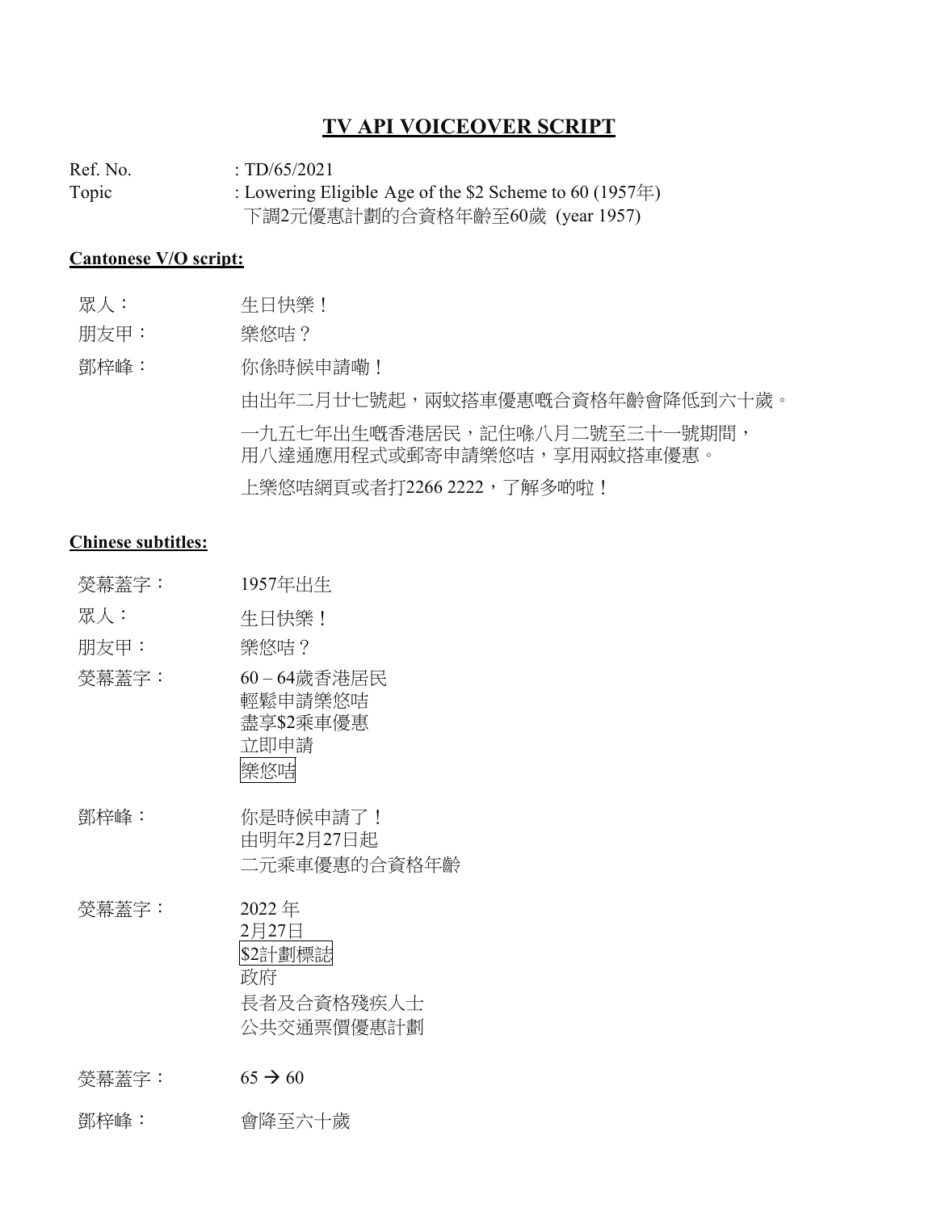# TV API VOICEOVER SCRIPT

Ref. No. : TD/65/2021

Topic : Lowering Eligible Age of the $2 Scheme to 60 (1957年)
下調2元優惠計劃的合資格年齡至60歲 (year 1957)

## Cantonese V/O script:

| | |
|---|---|
| 眾人： | 生日快樂！ |
| 朋友甲： | 樂悠咭？ |
| 鄧梓峰： | 你係時候申請嘞！ |
| | 由出年二月廿七號起，兩蚊搭車優惠嘅合資格年齡會降低到六十歲。 |
| | 一九五七年出生嘅香港居民，記住喺八月二號至三十一號期間，用八達通應用程式或郵寄申請樂悠咭，享用兩蚊搭車優惠。 |
| | 上樂悠咭網頁或者打2266 2222，了解多啲啦！ |

## Chinese subtitles:

| | |
|---|---|
| 熒幕蓋字： | 1957年出生 |
| 眾人： | 生日快樂！ |
| 朋友甲： | 樂悠咭？ |
| 熒幕蓋字： | 60 – 64歲香港居民<br>輕鬆申請樂悠咭<br>盡享$2乘車優惠<br>立即申請<br>樂悠咭 |
| 鄧梓峰： | 你是時候申請了！<br>由明年2月27日起<br>二元乘車優惠的合資格年齡 |
| 熒幕蓋字： | 2022 年<br>2月27日<br>$2計劃標誌<br>政府<br>長者及合資格殘疾人士<br>公共交通票價優惠計劃 |
| 熒幕蓋字： | 65 → 60 |
| 鄧梓峰： | 會降至六十歲 |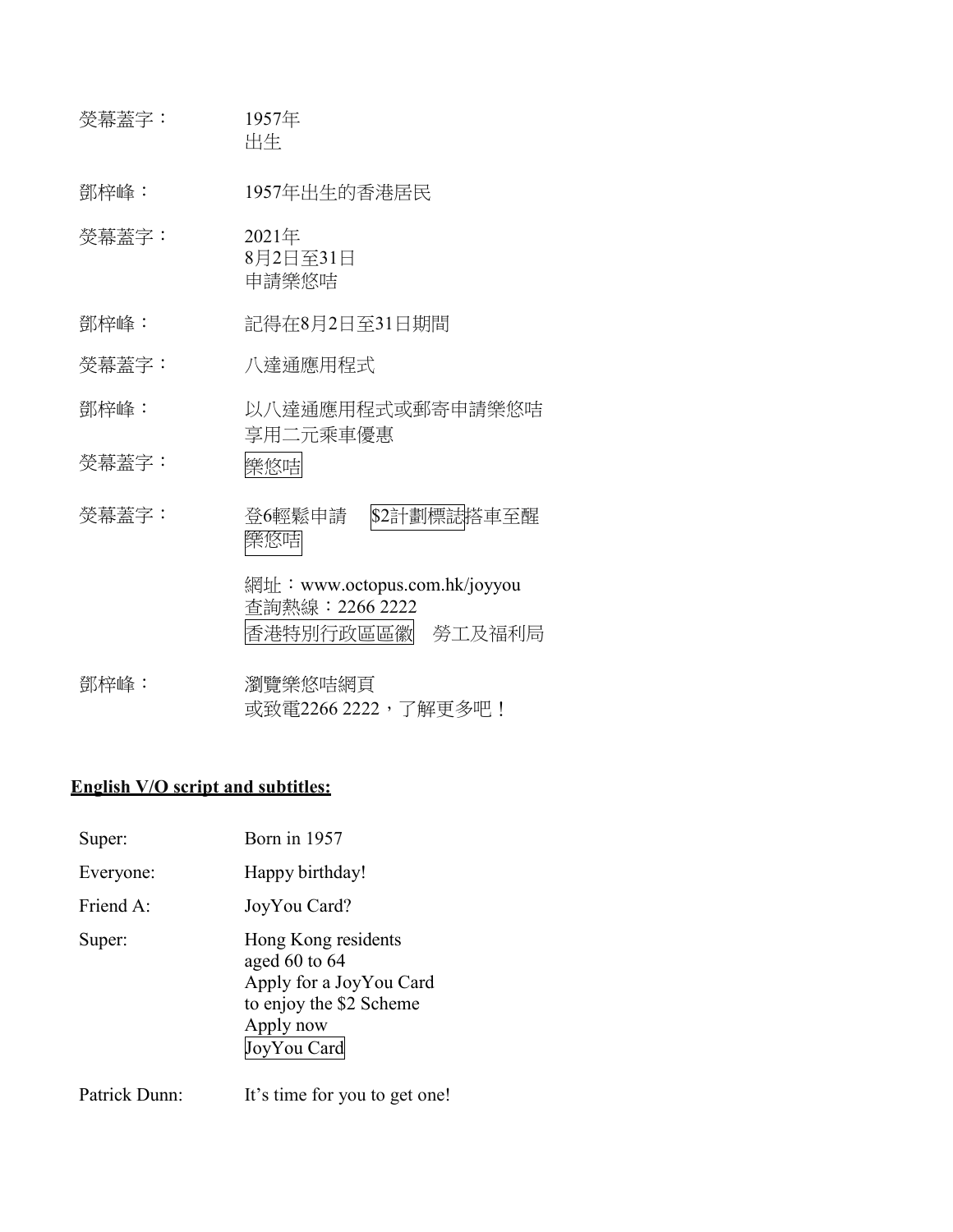| | |
|---|---|
| 熒幕蓋字： | 1957年<br>出生 |
| 鄧梓峰： | 1957年出生的香港居民 |
| 熒幕蓋字： | 2021年<br>8月2日至31日<br>申請樂悠咭 |
| 鄧梓峰： | 記得在8月2日至31日期間 |
| 熒幕蓋字： | 八達通應用程式 |
| 鄧梓峰： | 以八達通應用程式或郵寄申請樂悠咭<br>享用二元乘車優惠 |
| 熒幕蓋字： | [樂悠咭] |
| 熒幕蓋字： | 登6輕鬆申請 [$2計劃標誌]搭車至醒<br>[樂悠咭]<br><br>網址：www.octopus.com.hk/joyyou<br>查詢熱線：2266 2222<br>[香港特別行政區區徽] 勞工及福利局 |
| 鄧梓峰： | 瀏覽樂悠咭網頁<br>或致電2266 2222，了解更多吧！ |

**English V/O script and subtitles:**

| | |
|---|---|
| Super: | Born in 1957 |
| Everyone: | Happy birthday! |
| Friend A: | JoyYou Card? |
| Super: | Hong Kong residents<br>aged 60 to 64<br>Apply for a JoyYou Card<br>to enjoy the $2 Scheme<br>Apply now<br>[JoyYou Card] |
| Patrick Dunn: | It's time for you to get one! |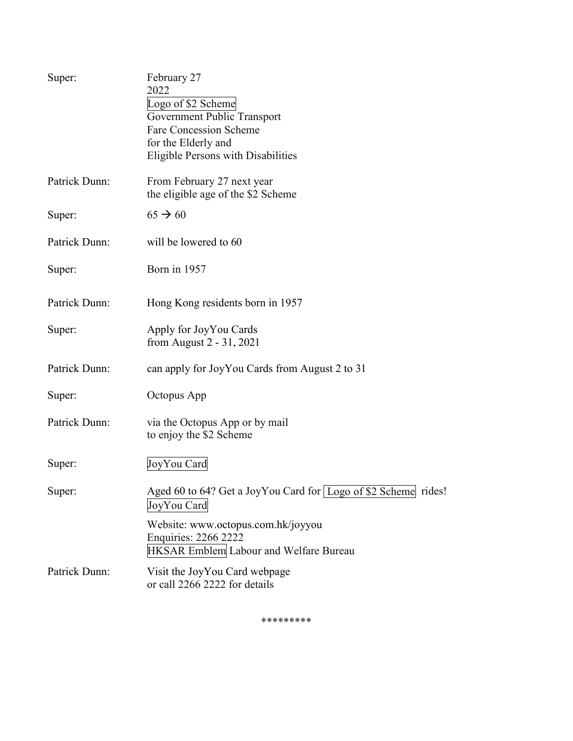| | |
|---|---|
| Super: | February 27<br>2022<br>Logo of $2 Scheme<br>Government Public Transport<br>Fare Concession Scheme<br>for the Elderly and<br>Eligible Persons with Disabilities |
| Patrick Dunn: | From February 27 next year<br>the eligible age of the $2 Scheme |
| Super: | 65 → 60 |
| Patrick Dunn: | will be lowered to 60 |
| Super: | Born in 1957 |
| Patrick Dunn: | Hong Kong residents born in 1957 |
| Super: | Apply for JoyYou Cards<br>from August 2 - 31, 2021 |
| Patrick Dunn: | can apply for JoyYou Cards from August 2 to 31 |
| Super: | Octopus App |
| Patrick Dunn: | via the Octopus App or by mail<br>to enjoy the $2 Scheme |
| Super: | JoyYou Card |
| Super: | Aged 60 to 64? Get a JoyYou Card for Logo of $2 Scheme rides!<br>JoyYou Card<br><br>Website: www.octopus.com.hk/joyyou<br>Enquiries: 2266 2222<br>HKSAR Emblem Labour and Welfare Bureau |
| Patrick Dunn: | Visit the JoyYou Card webpage<br>or call 2266 2222 for details |

*********